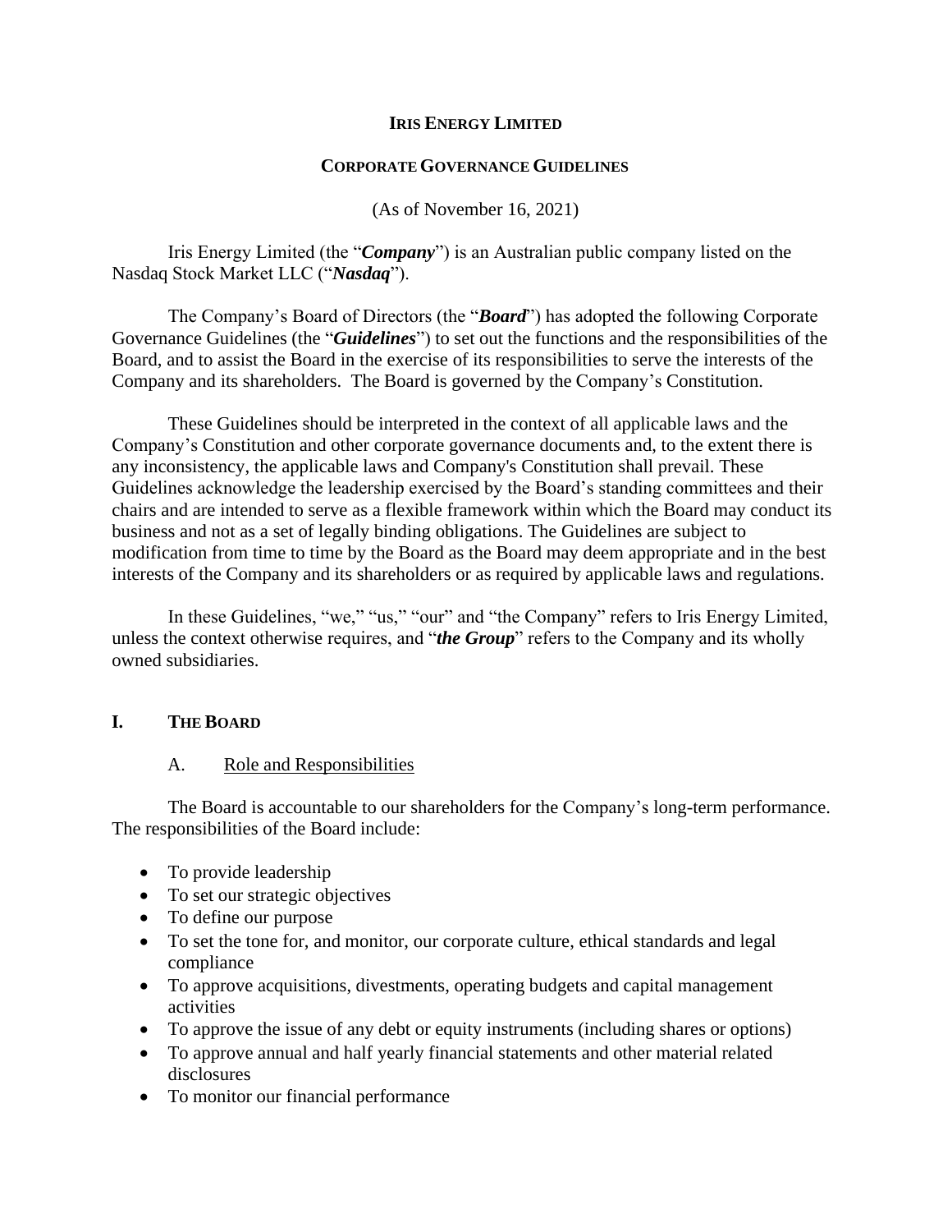# IRIS ENERGY LIMITED

## CORPORATE GOVERNANCE GUIDELINES

(As of November 16, 2021)

Iris Energy Limited (the "***Company***") is an Australian public company listed on the Nasdaq Stock Market LLC ("***Nasdaq***").

The Company's Board of Directors (the "***Board***") has adopted the following Corporate Governance Guidelines (the "***Guidelines***") to set out the functions and the responsibilities of the Board, and to assist the Board in the exercise of its responsibilities to serve the interests of the Company and its shareholders. The Board is governed by the Company's Constitution.

These Guidelines should be interpreted in the context of all applicable laws and the Company's Constitution and other corporate governance documents and, to the extent there is any inconsistency, the applicable laws and Company's Constitution shall prevail. These Guidelines acknowledge the leadership exercised by the Board's standing committees and their chairs and are intended to serve as a flexible framework within which the Board may conduct its business and not as a set of legally binding obligations. The Guidelines are subject to modification from time to time by the Board as the Board may deem appropriate and in the best interests of the Company and its shareholders or as required by applicable laws and regulations.

In these Guidelines, "we," "us," "our" and "the Company" refers to Iris Energy Limited, unless the context otherwise requires, and "***the Group***" refers to the Company and its wholly owned subsidiaries.

## I. THE BOARD

### A. Role and Responsibilities

The Board is accountable to our shareholders for the Company's long-term performance. The responsibilities of the Board include:

- To provide leadership
- To set our strategic objectives
- To define our purpose
- To set the tone for, and monitor, our corporate culture, ethical standards and legal compliance
- To approve acquisitions, divestments, operating budgets and capital management activities
- To approve the issue of any debt or equity instruments (including shares or options)
- To approve annual and half yearly financial statements and other material related disclosures
- To monitor our financial performance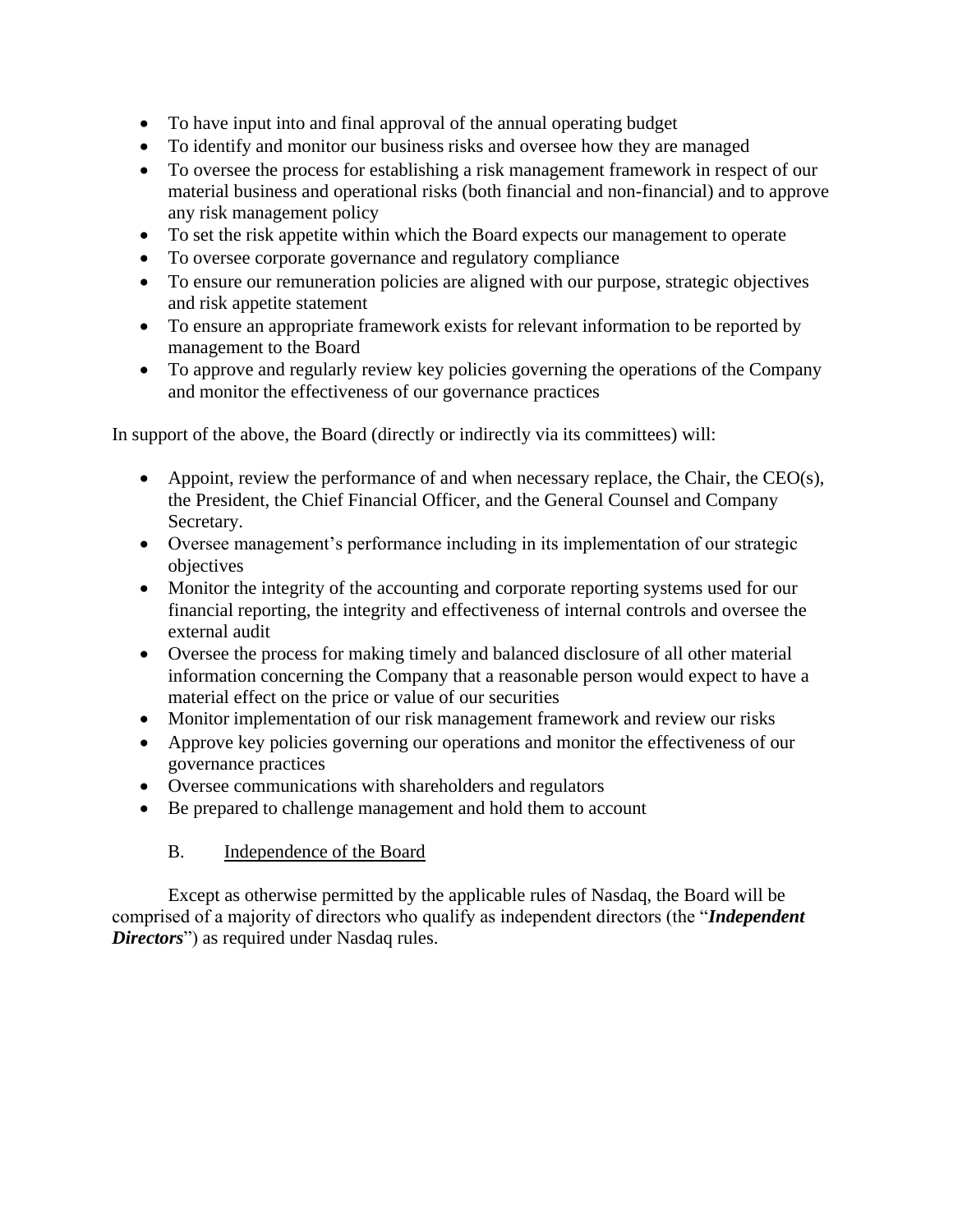- To have input into and final approval of the annual operating budget
- To identify and monitor our business risks and oversee how they are managed
- To oversee the process for establishing a risk management framework in respect of our material business and operational risks (both financial and non-financial) and to approve any risk management policy
- To set the risk appetite within which the Board expects our management to operate
- To oversee corporate governance and regulatory compliance
- To ensure our remuneration policies are aligned with our purpose, strategic objectives and risk appetite statement
- To ensure an appropriate framework exists for relevant information to be reported by management to the Board
- To approve and regularly review key policies governing the operations of the Company and monitor the effectiveness of our governance practices

In support of the above, the Board (directly or indirectly via its committees) will:

- Appoint, review the performance of and when necessary replace, the Chair, the CEO(s), the President, the Chief Financial Officer, and the General Counsel and Company Secretary.
- Oversee management's performance including in its implementation of our strategic objectives
- Monitor the integrity of the accounting and corporate reporting systems used for our financial reporting, the integrity and effectiveness of internal controls and oversee the external audit
- Oversee the process for making timely and balanced disclosure of all other material information concerning the Company that a reasonable person would expect to have a material effect on the price or value of our securities
- Monitor implementation of our risk management framework and review our risks
- Approve key policies governing our operations and monitor the effectiveness of our governance practices
- Oversee communications with shareholders and regulators
- Be prepared to challenge management and hold them to account

### B. Independence of the Board

Except as otherwise permitted by the applicable rules of Nasdaq, the Board will be comprised of a majority of directors who qualify as independent directors (the "***Independent Directors***") as required under Nasdaq rules.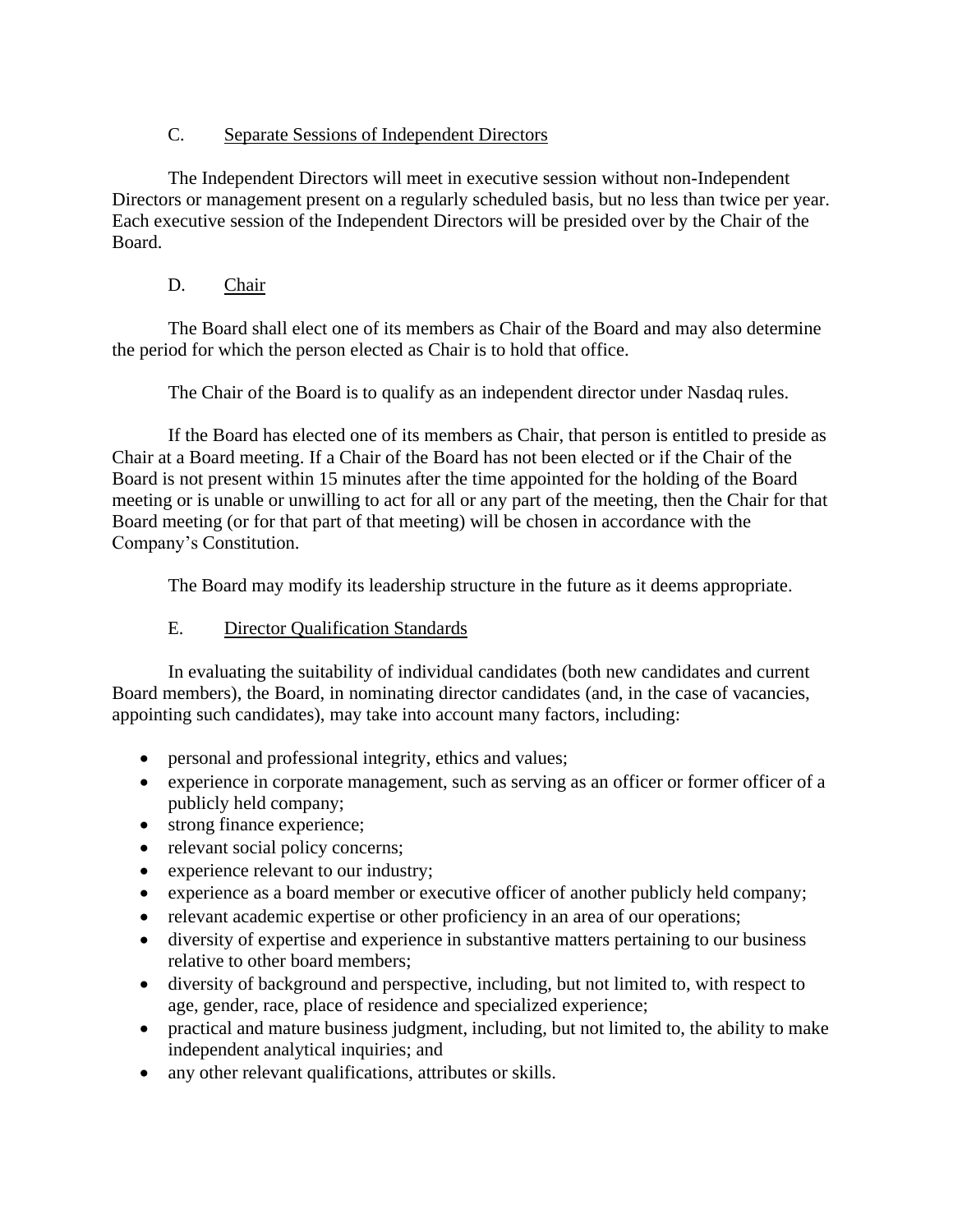### C. Separate Sessions of Independent Directors

The Independent Directors will meet in executive session without non-Independent Directors or management present on a regularly scheduled basis, but no less than twice per year. Each executive session of the Independent Directors will be presided over by the Chair of the Board.

### D. Chair

The Board shall elect one of its members as Chair of the Board and may also determine the period for which the person elected as Chair is to hold that office.

The Chair of the Board is to qualify as an independent director under Nasdaq rules.

If the Board has elected one of its members as Chair, that person is entitled to preside as Chair at a Board meeting. If a Chair of the Board has not been elected or if the Chair of the Board is not present within 15 minutes after the time appointed for the holding of the Board meeting or is unable or unwilling to act for all or any part of the meeting, then the Chair for that Board meeting (or for that part of that meeting) will be chosen in accordance with the Company's Constitution.

The Board may modify its leadership structure in the future as it deems appropriate.

### E. Director Qualification Standards

In evaluating the suitability of individual candidates (both new candidates and current Board members), the Board, in nominating director candidates (and, in the case of vacancies, appointing such candidates), may take into account many factors, including:

- personal and professional integrity, ethics and values;
- experience in corporate management, such as serving as an officer or former officer of a publicly held company;
- strong finance experience;
- relevant social policy concerns;
- experience relevant to our industry;
- experience as a board member or executive officer of another publicly held company;
- relevant academic expertise or other proficiency in an area of our operations;
- diversity of expertise and experience in substantive matters pertaining to our business relative to other board members;
- diversity of background and perspective, including, but not limited to, with respect to age, gender, race, place of residence and specialized experience;
- practical and mature business judgment, including, but not limited to, the ability to make independent analytical inquiries; and
- any other relevant qualifications, attributes or skills.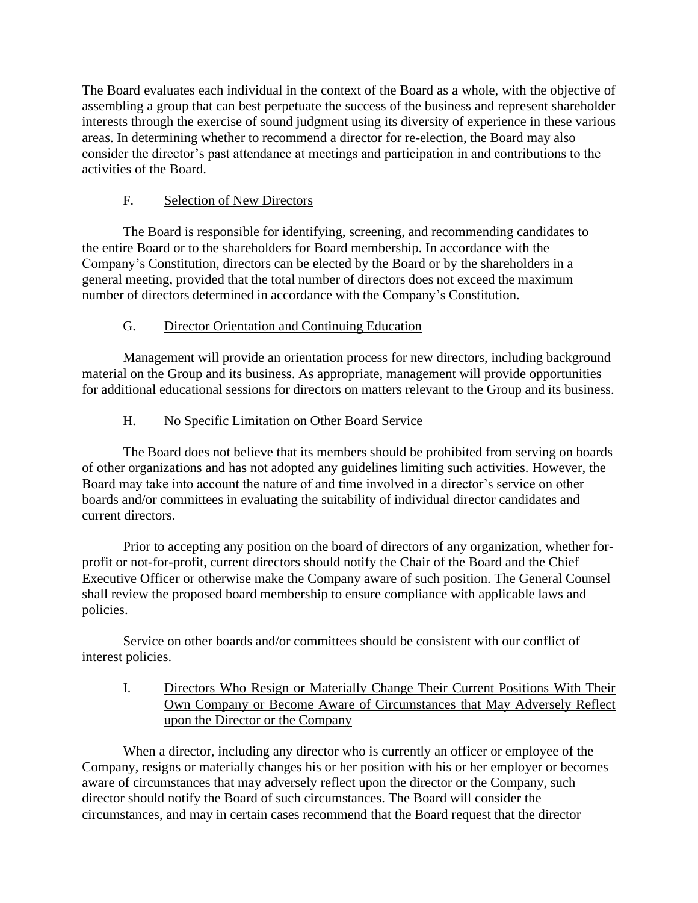The Board evaluates each individual in the context of the Board as a whole, with the objective of assembling a group that can best perpetuate the success of the business and represent shareholder interests through the exercise of sound judgment using its diversity of experience in these various areas. In determining whether to recommend a director for re-election, the Board may also consider the director's past attendance at meetings and participation in and contributions to the activities of the Board.

### F. Selection of New Directors

The Board is responsible for identifying, screening, and recommending candidates to the entire Board or to the shareholders for Board membership. In accordance with the Company's Constitution, directors can be elected by the Board or by the shareholders in a general meeting, provided that the total number of directors does not exceed the maximum number of directors determined in accordance with the Company's Constitution.

### G. Director Orientation and Continuing Education

Management will provide an orientation process for new directors, including background material on the Group and its business. As appropriate, management will provide opportunities for additional educational sessions for directors on matters relevant to the Group and its business.

### H. No Specific Limitation on Other Board Service

The Board does not believe that its members should be prohibited from serving on boards of other organizations and has not adopted any guidelines limiting such activities. However, the Board may take into account the nature of and time involved in a director's service on other boards and/or committees in evaluating the suitability of individual director candidates and current directors.

Prior to accepting any position on the board of directors of any organization, whether for-profit or not-for-profit, current directors should notify the Chair of the Board and the Chief Executive Officer or otherwise make the Company aware of such position. The General Counsel shall review the proposed board membership to ensure compliance with applicable laws and policies.

Service on other boards and/or committees should be consistent with our conflict of interest policies.

### I. Directors Who Resign or Materially Change Their Current Positions With Their Own Company or Become Aware of Circumstances that May Adversely Reflect upon the Director or the Company

When a director, including any director who is currently an officer or employee of the Company, resigns or materially changes his or her position with his or her employer or becomes aware of circumstances that may adversely reflect upon the director or the Company, such director should notify the Board of such circumstances. The Board will consider the circumstances, and may in certain cases recommend that the Board request that the director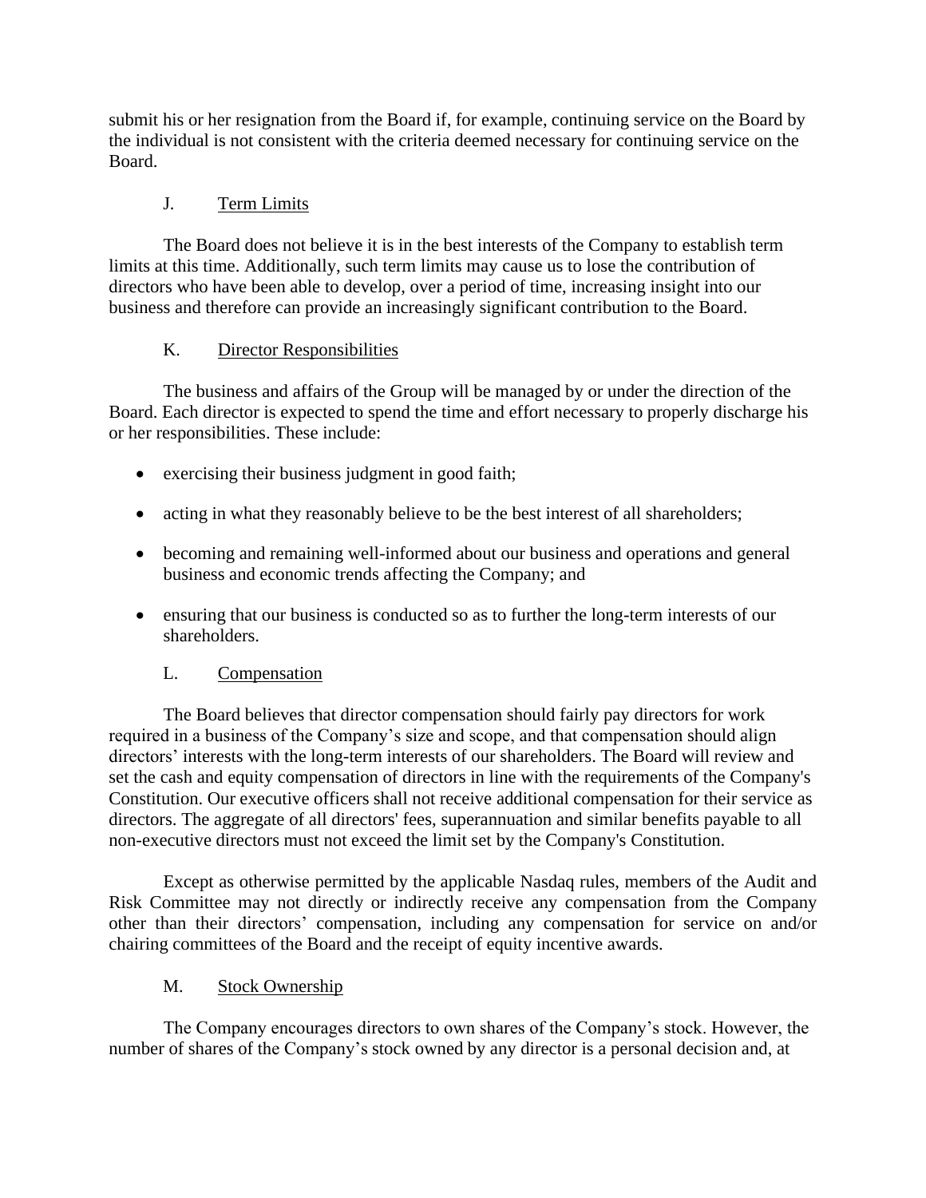submit his or her resignation from the Board if, for example, continuing service on the Board by the individual is not consistent with the criteria deemed necessary for continuing service on the Board.

### J. Term Limits

The Board does not believe it is in the best interests of the Company to establish term limits at this time. Additionally, such term limits may cause us to lose the contribution of directors who have been able to develop, over a period of time, increasing insight into our business and therefore can provide an increasingly significant contribution to the Board.

### K. Director Responsibilities

The business and affairs of the Group will be managed by or under the direction of the Board. Each director is expected to spend the time and effort necessary to properly discharge his or her responsibilities. These include:

- exercising their business judgment in good faith;
- acting in what they reasonably believe to be the best interest of all shareholders;
- becoming and remaining well-informed about our business and operations and general business and economic trends affecting the Company; and
- ensuring that our business is conducted so as to further the long-term interests of our shareholders.

### L. Compensation

The Board believes that director compensation should fairly pay directors for work required in a business of the Company's size and scope, and that compensation should align directors' interests with the long-term interests of our shareholders. The Board will review and set the cash and equity compensation of directors in line with the requirements of the Company's Constitution. Our executive officers shall not receive additional compensation for their service as directors. The aggregate of all directors' fees, superannuation and similar benefits payable to all non-executive directors must not exceed the limit set by the Company's Constitution.

Except as otherwise permitted by the applicable Nasdaq rules, members of the Audit and Risk Committee may not directly or indirectly receive any compensation from the Company other than their directors' compensation, including any compensation for service on and/or chairing committees of the Board and the receipt of equity incentive awards.

### M. Stock Ownership

The Company encourages directors to own shares of the Company's stock. However, the number of shares of the Company's stock owned by any director is a personal decision and, at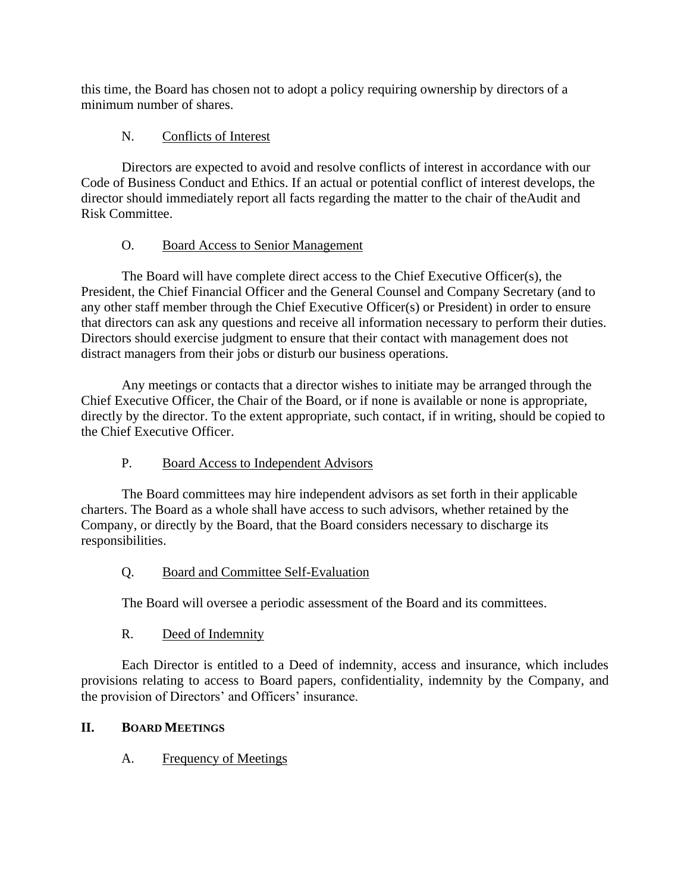this time, the Board has chosen not to adopt a policy requiring ownership by directors of a minimum number of shares.

### N. Conflicts of Interest

Directors are expected to avoid and resolve conflicts of interest in accordance with our Code of Business Conduct and Ethics. If an actual or potential conflict of interest develops, the director should immediately report all facts regarding the matter to the chair of theAudit and Risk Committee.

### O. Board Access to Senior Management

The Board will have complete direct access to the Chief Executive Officer(s), the President, the Chief Financial Officer and the General Counsel and Company Secretary (and to any other staff member through the Chief Executive Officer(s) or President) in order to ensure that directors can ask any questions and receive all information necessary to perform their duties. Directors should exercise judgment to ensure that their contact with management does not distract managers from their jobs or disturb our business operations.

Any meetings or contacts that a director wishes to initiate may be arranged through the Chief Executive Officer, the Chair of the Board, or if none is available or none is appropriate, directly by the director. To the extent appropriate, such contact, if in writing, should be copied to the Chief Executive Officer.

### P. Board Access to Independent Advisors

The Board committees may hire independent advisors as set forth in their applicable charters. The Board as a whole shall have access to such advisors, whether retained by the Company, or directly by the Board, that the Board considers necessary to discharge its responsibilities.

### Q. Board and Committee Self-Evaluation

The Board will oversee a periodic assessment of the Board and its committees.

### R. Deed of Indemnity

Each Director is entitled to a Deed of indemnity, access and insurance, which includes provisions relating to access to Board papers, confidentiality, indemnity by the Company, and the provision of Directors' and Officers' insurance.

## II. BOARD MEETINGS

### A. Frequency of Meetings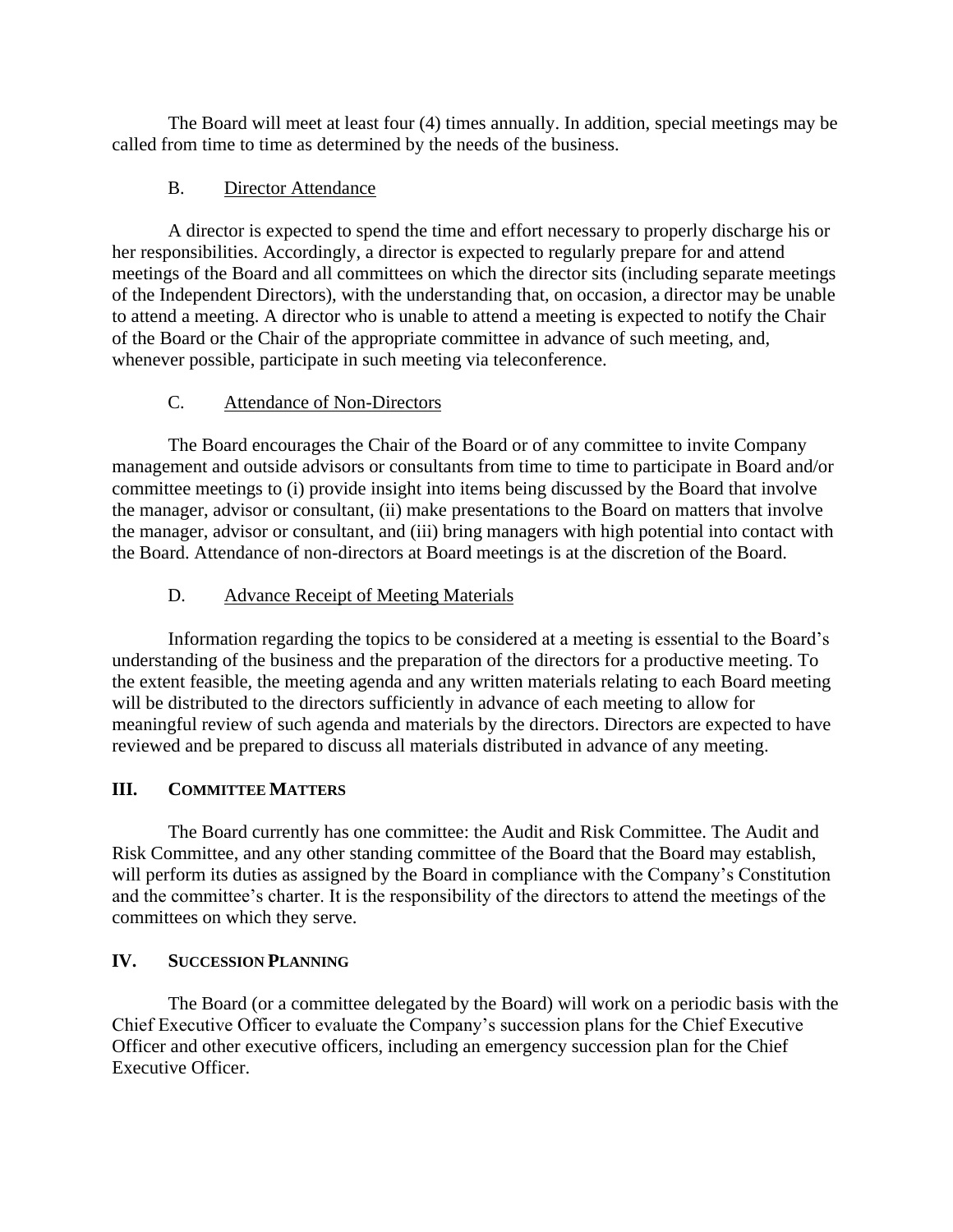The Board will meet at least four (4) times annually. In addition, special meetings may be called from time to time as determined by the needs of the business.

### B. Director Attendance

A director is expected to spend the time and effort necessary to properly discharge his or her responsibilities. Accordingly, a director is expected to regularly prepare for and attend meetings of the Board and all committees on which the director sits (including separate meetings of the Independent Directors), with the understanding that, on occasion, a director may be unable to attend a meeting. A director who is unable to attend a meeting is expected to notify the Chair of the Board or the Chair of the appropriate committee in advance of such meeting, and, whenever possible, participate in such meeting via teleconference.

### C. Attendance of Non-Directors

The Board encourages the Chair of the Board or of any committee to invite Company management and outside advisors or consultants from time to time to participate in Board and/or committee meetings to (i) provide insight into items being discussed by the Board that involve the manager, advisor or consultant, (ii) make presentations to the Board on matters that involve the manager, advisor or consultant, and (iii) bring managers with high potential into contact with the Board. Attendance of non-directors at Board meetings is at the discretion of the Board.

### D. Advance Receipt of Meeting Materials

Information regarding the topics to be considered at a meeting is essential to the Board's understanding of the business and the preparation of the directors for a productive meeting. To the extent feasible, the meeting agenda and any written materials relating to each Board meeting will be distributed to the directors sufficiently in advance of each meeting to allow for meaningful review of such agenda and materials by the directors. Directors are expected to have reviewed and be prepared to discuss all materials distributed in advance of any meeting.

## III. COMMITTEE MATTERS

The Board currently has one committee: the Audit and Risk Committee. The Audit and Risk Committee, and any other standing committee of the Board that the Board may establish, will perform its duties as assigned by the Board in compliance with the Company's Constitution and the committee's charter. It is the responsibility of the directors to attend the meetings of the committees on which they serve.

## IV. SUCCESSION PLANNING

The Board (or a committee delegated by the Board) will work on a periodic basis with the Chief Executive Officer to evaluate the Company's succession plans for the Chief Executive Officer and other executive officers, including an emergency succession plan for the Chief Executive Officer.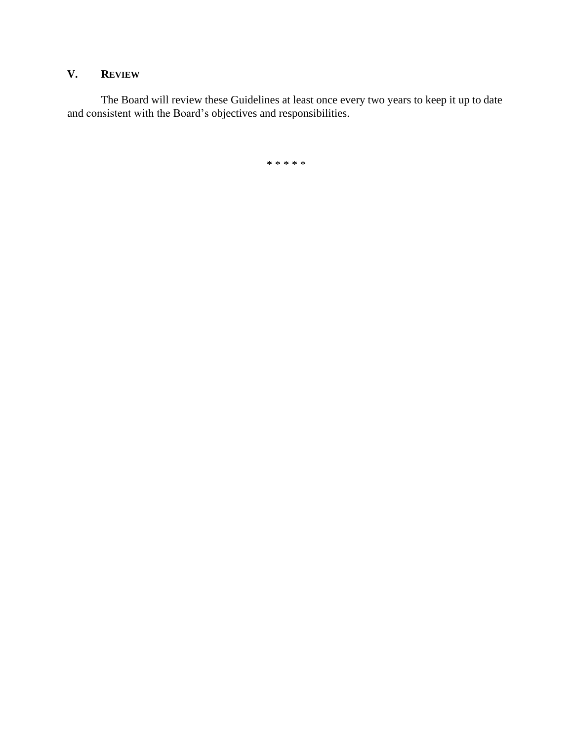## V. Review

The Board will review these Guidelines at least once every two years to keep it up to date and consistent with the Board’s objectives and responsibilities.

\* \* \* \* \*